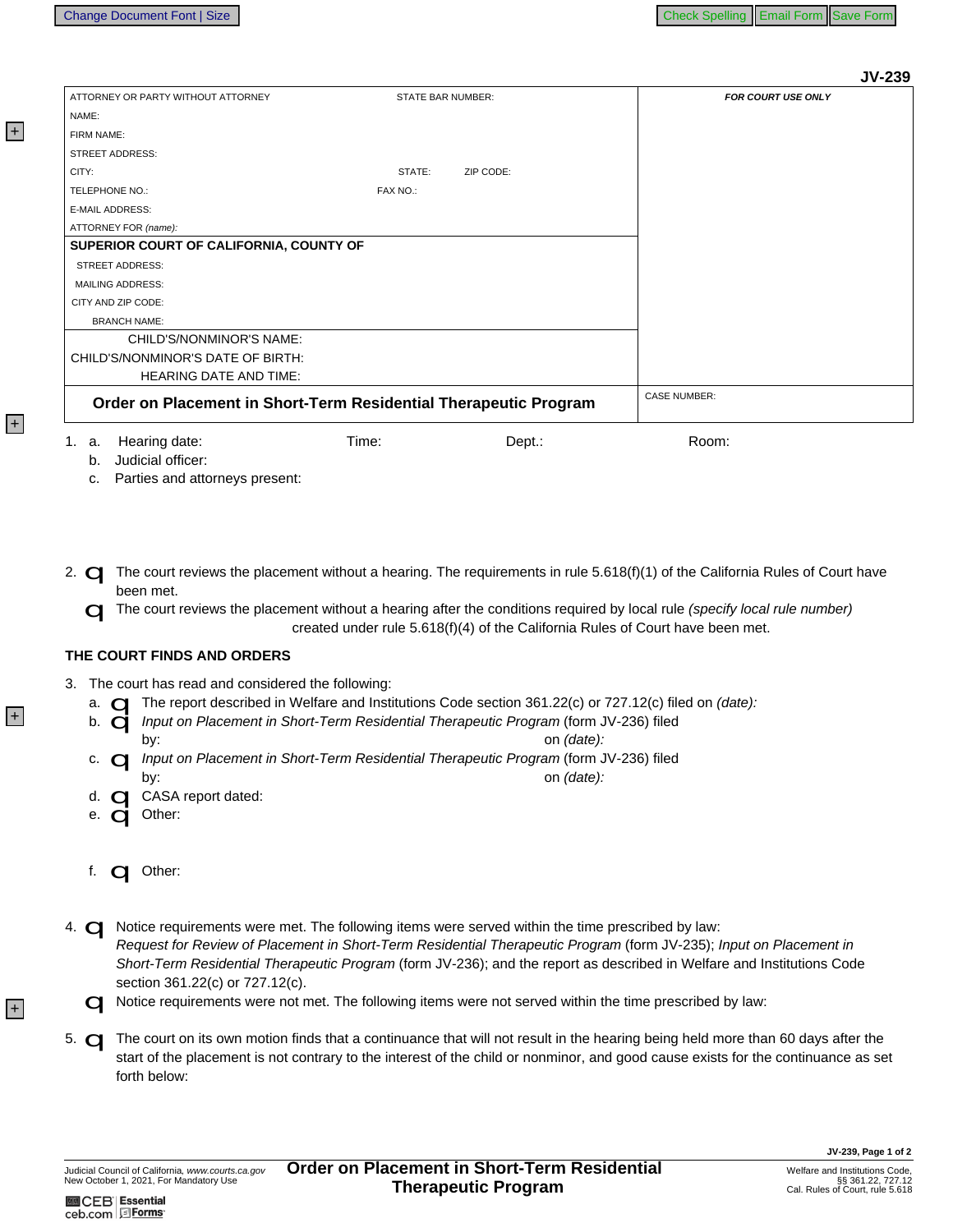JV-239

| ATTORNEY OR PARTY WITHOUT ATTORNEY | STATE BAR NUMBER: | FOR COURT USE ONLY |
|---|---|---|
| NAME: | | |
| FIRM NAME: | | |
| STREET ADDRESS: | | |
| CITY: | STATE: ZIP CODE: | |
| TELEPHONE NO.: | FAX NO.: | |
| E-MAIL ADDRESS: | | |
| ATTORNEY FOR *(name)*: | | |
| **SUPERIOR COURT OF CALIFORNIA, COUNTY OF** | | |
| STREET ADDRESS: | | |
| MAILING ADDRESS: | | |
| CITY AND ZIP CODE: | | |
| BRANCH NAME: | | |
| CHILD'S/NONMINOR'S NAME: | | |
| CHILD'S/NONMINOR'S DATE OF BIRTH: | | |
| HEARING DATE AND TIME: | | |
| **Order on Placement in Short-Term Residential Therapeutic Program** | | CASE NUMBER: |

1. a. Hearing date: Time: Dept.: Room:
   b. Judicial officer:
   c. Parties and attorneys present:

2. ☐ The court reviews the placement without a hearing. The requirements in rule 5.618(f)(1) of the California Rules of Court have been met.
   ☐ The court reviews the placement without a hearing after the conditions required by local rule *(specify local rule number)* created under rule 5.618(f)(4) of the California Rules of Court have been met.

**THE COURT FINDS AND ORDERS**

3. The court has read and considered the following:
   a. ☐ The report described in Welfare and Institutions Code section 361.22(c) or 727.12(c) filed on *(date):*
   b. ☐ *Input on Placement in Short-Term Residential Therapeutic Program* (form JV-236) filed by: on *(date):*
   c. ☐ *Input on Placement in Short-Term Residential Therapeutic Program* (form JV-236) filed by: on *(date):*
   d. ☐ CASA report dated:
   e. ☐ Other:
   f. ☐ Other:

4. ☐ Notice requirements were met. The following items were served within the time prescribed by law: *Request for Review of Placement in Short-Term Residential Therapeutic Program* (form JV-235); *Input on Placement in Short-Term Residential Therapeutic Program* (form JV-236); and the report as described in Welfare and Institutions Code section 361.22(c) or 727.12(c).
   ☐ Notice requirements were not met. The following items were not served within the time prescribed by law:

5. ☐ The court on its own motion finds that a continuance that will not result in the hearing being held more than 60 days after the start of the placement is not contrary to the interest of the child or nonminor, and good cause exists for the continuance as set forth below:

Judicial Council of California, *www.courts.ca.gov*
New October 1, 2021, For Mandatory Use

**Order on Placement in Short-Term Residential Therapeutic Program**

Welfare and Institutions Code, §§ 361.22, 727.12
Cal. Rules of Court, rule 5.618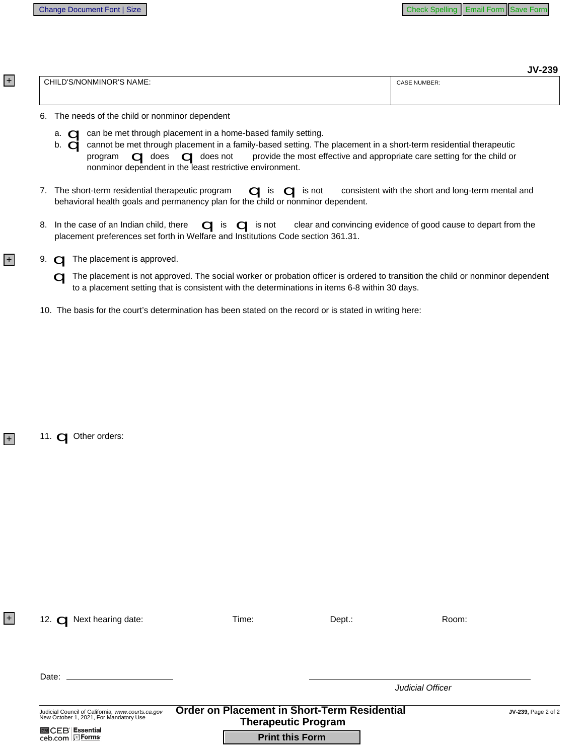JV-239

| CHILD'S/NONMINOR'S NAME: | CASE NUMBER: |
|---|---|
| | |

6. The needs of the child or nonminor dependent

   a. ☐ can be met through placement in a home-based family setting.

   b. ☐ cannot be met through placement in a family-based setting. The placement in a short-term residential therapeutic program ☐ does ☐ does not provide the most effective and appropriate care setting for the child or nonminor dependent in the least restrictive environment.

7. The short-term residential therapeutic program ☐ is ☐ is not consistent with the short and long-term mental and behavioral health goals and permanency plan for the child or nonminor dependent.

8. In the case of an Indian child, there ☐ is ☐ is not clear and convincing evidence of good cause to depart from the placement preferences set forth in Welfare and Institutions Code section 361.31.

9. ☐ The placement is approved.

   ☐ The placement is not approved. The social worker or probation officer is ordered to transition the child or nonminor dependent to a placement setting that is consistent with the determinations in items 6-8 within 30 days.

10. The basis for the court's determination has been stated on the record or is stated in writing here:

11. ☐ Other orders:

12. ☐ Next hearing date: Time: Dept.: Room:

Date: ______________________

______________________________
*Judicial Officer*

Judicial Council of California, *www.courts.ca.gov*
New October 1, 2021, For Mandatory Use

**Order on Placement in Short-Term Residential Therapeutic Program**